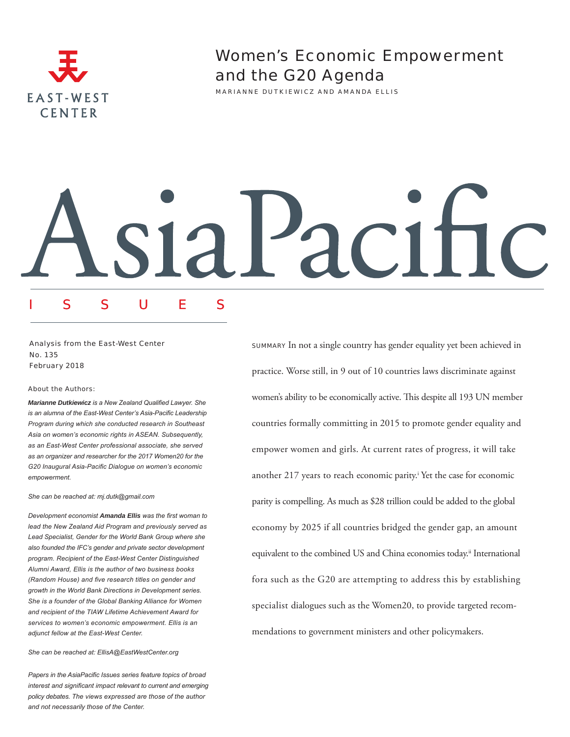# Women's Economic Empowerment and the G20 Agenda

MARIANNE DUTKIEWICZ AND AMANDA ELLIS

AsiaPacific ISSUES

Analysis from the East-West Center
No. 135
February 2018

About the Authors:

***Marianne Dutkiewicz** is a New Zealand Qualified Lawyer. She is an alumna of the East-West Center's Asia-Pacific Leadership Program during which she conducted research in Southeast Asia on women's economic rights in ASEAN. Subsequently, as an East-West Center professional associate, she served as an organizer and researcher for the 2017 Women20 for the G20 Inaugural Asia-Pacific Dialogue on women's economic empowerment.*

*She can be reached at: mj.dutk@gmail.com*

*Development economist **Amanda Ellis** was the first woman to lead the New Zealand Aid Program and previously served as Lead Specialist, Gender for the World Bank Group where she also founded the IFC's gender and private sector development program. Recipient of the East-West Center Distinguished Alumni Award, Ellis is the author of two business books (Random House) and five research titles on gender and growth in the World Bank Directions in Development series. She is a founder of the Global Banking Alliance for Women and recipient of the TIAW Lifetime Achievement Award for services to women's economic empowerment. Ellis is an adjunct fellow at the East-West Center.*

*She can be reached at: EllisA@EastWestCenter.org*

*Papers in the AsiaPacific Issues series feature topics of broad interest and significant impact relevant to current and emerging policy debates. The views expressed are those of the author and not necessarily those of the Center.*

SUMMARY In not a single country has gender equality yet been achieved in practice. Worse still, in 9 out of 10 countries laws discriminate against women's ability to be economically active. This despite all 193 UN member countries formally committing in 2015 to promote gender equality and empower women and girls. At current rates of progress, it will take another 217 years to reach economic parity.[i] Yet the case for economic parity is compelling. As much as $28 trillion could be added to the global economy by 2025 if all countries bridged the gender gap, an amount equivalent to the combined US and China economies today.[ii] International fora such as the G20 are attempting to address this by establishing specialist dialogues such as the Women20, to provide targeted recommendations to government ministers and other policymakers.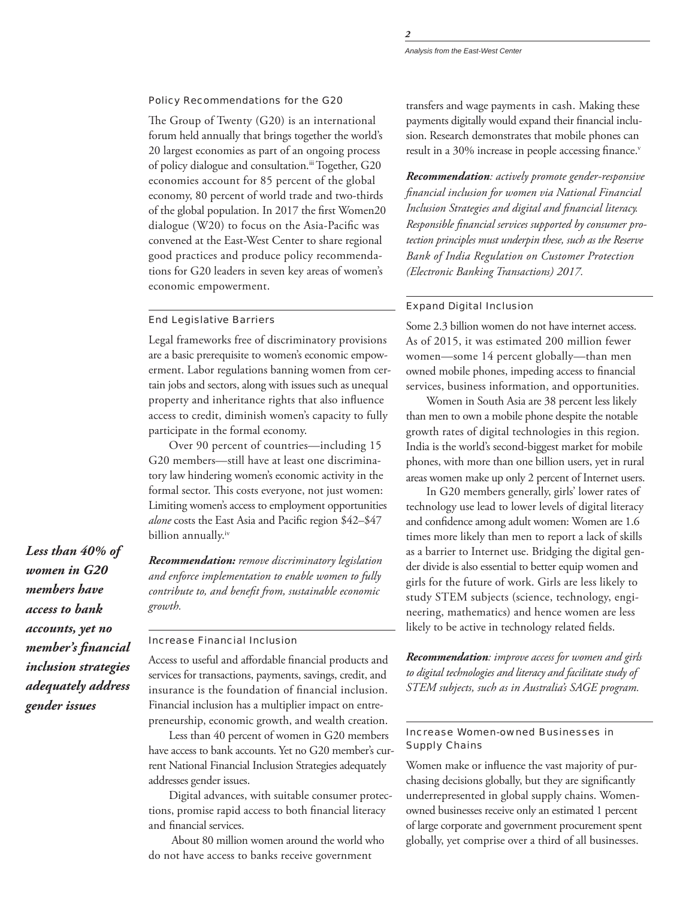## Policy Recommendations for the G20

The Group of Twenty (G20) is an international forum held annually that brings together the world's 20 largest economies as part of an ongoing process of policy dialogue and consultation.[iii] Together, G20 economies account for 85 percent of the global economy, 80 percent of world trade and two-thirds of the global population. In 2017 the first Women20 dialogue (W20) to focus on the Asia-Pacific was convened at the East-West Center to share regional good practices and produce policy recommendations for G20 leaders in seven key areas of women's economic empowerment.

## End Legislative Barriers

Legal frameworks free of discriminatory provisions are a basic prerequisite to women's economic empowerment. Labor regulations banning women from certain jobs and sectors, along with issues such as unequal property and inheritance rights that also influence access to credit, diminish women's capacity to fully participate in the formal economy.

Over 90 percent of countries—including 15 G20 members—still have at least one discriminatory law hindering women's economic activity in the formal sector. This costs everyone, not just women: Limiting women's access to employment opportunities *alone* costs the East Asia and Pacific region $42–$47 billion annually.[iv]

***Recommendation:*** *remove discriminatory legislation and enforce implementation to enable women to fully contribute to, and benefit from, sustainable economic growth.*

***Less than 40% of women in G20 members have access to bank accounts, yet no member's financial inclusion strategies adequately address gender issues***

## Increase Financial Inclusion

Access to useful and affordable financial products and services for transactions, payments, savings, credit, and insurance is the foundation of financial inclusion. Financial inclusion has a multiplier impact on entrepreneurship, economic growth, and wealth creation.

Less than 40 percent of women in G20 members have access to bank accounts. Yet no G20 member's current National Financial Inclusion Strategies adequately addresses gender issues.

Digital advances, with suitable consumer protections, promise rapid access to both financial literacy and financial services.

About 80 million women around the world who do not have access to banks receive government transfers and wage payments in cash. Making these payments digitally would expand their financial inclusion. Research demonstrates that mobile phones can result in a 30% increase in people accessing finance.[v]

***Recommendation****: actively promote gender-responsive financial inclusion for women via National Financial Inclusion Strategies and digital and financial literacy. Responsible financial services supported by consumer protection principles must underpin these, such as the Reserve Bank of India Regulation on Customer Protection (Electronic Banking Transactions) 2017.*

## Expand Digital Inclusion

Some 2.3 billion women do not have internet access. As of 2015, it was estimated 200 million fewer women—some 14 percent globally—than men owned mobile phones, impeding access to financial services, business information, and opportunities.

Women in South Asia are 38 percent less likely than men to own a mobile phone despite the notable growth rates of digital technologies in this region. India is the world's second-biggest market for mobile phones, with more than one billion users, yet in rural areas women make up only 2 percent of Internet users.

In G20 members generally, girls' lower rates of technology use lead to lower levels of digital literacy and confidence among adult women: Women are 1.6 times more likely than men to report a lack of skills as a barrier to Internet use. Bridging the digital gender divide is also essential to better equip women and girls for the future of work. Girls are less likely to study STEM subjects (science, technology, engineering, mathematics) and hence women are less likely to be active in technology related fields.

***Recommendation****: improve access for women and girls to digital technologies and literacy and facilitate study of STEM subjects, such as in Australia's SAGE program.*

## Increase Women-owned Businesses in Supply Chains

Women make or influence the vast majority of purchasing decisions globally, but they are significantly underrepresented in global supply chains. Women-owned businesses receive only an estimated 1 percent of large corporate and government procurement spent globally, yet comprise over a third of all businesses.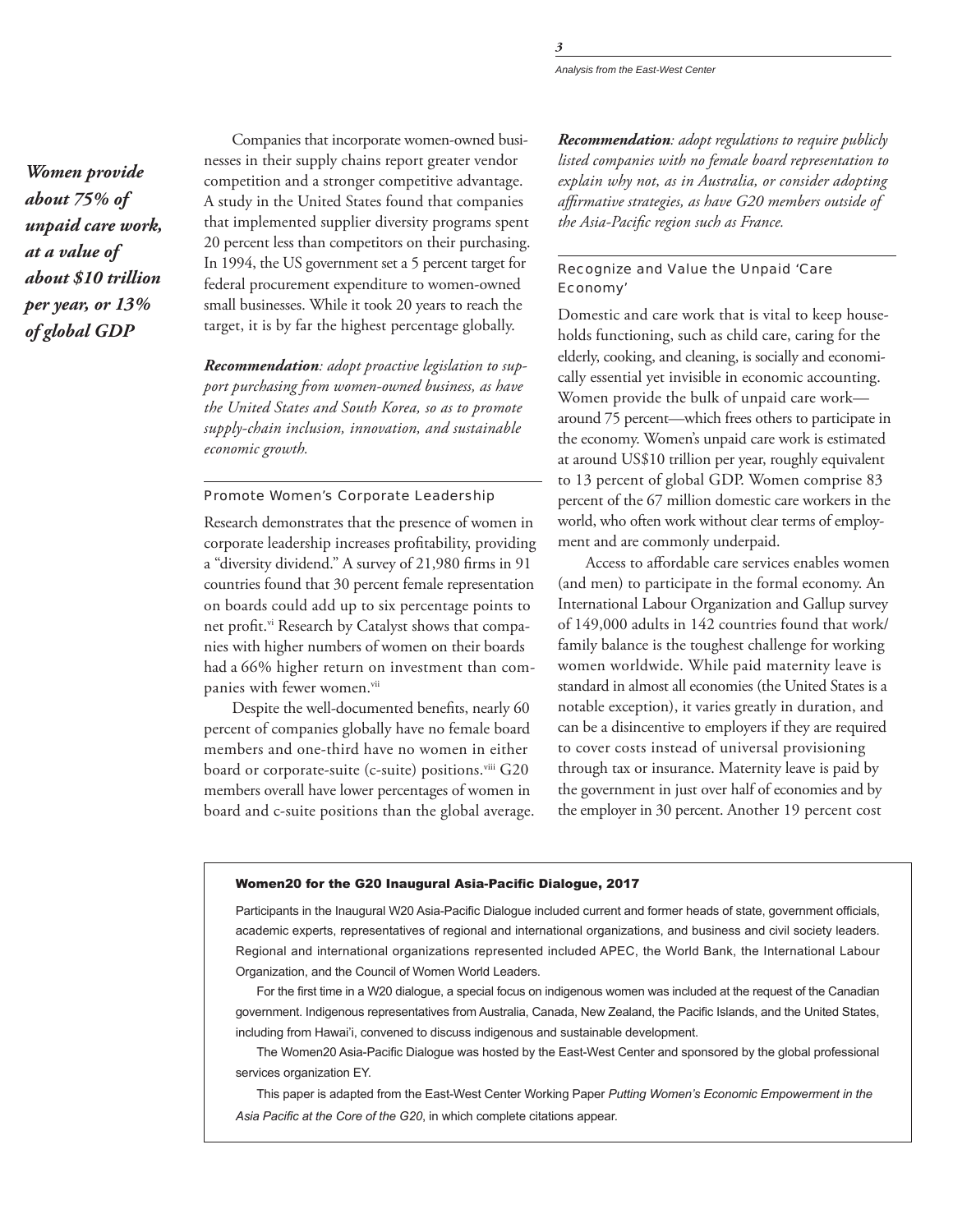*Women provide about 75% of unpaid care work, at a value of about $10 trillion per year, or 13% of global GDP*

Companies that incorporate women-owned businesses in their supply chains report greater vendor competition and a stronger competitive advantage. A study in the United States found that companies that implemented supplier diversity programs spent 20 percent less than competitors on their purchasing. In 1994, the US government set a 5 percent target for federal procurement expenditure to women-owned small businesses. While it took 20 years to reach the target, it is by far the highest percentage globally.

***Recommendation**: adopt proactive legislation to support purchasing from women-owned business, as have the United States and South Korea, so as to promote supply-chain inclusion, innovation, and sustainable economic growth.*

### Promote Women's Corporate Leadership

Research demonstrates that the presence of women in corporate leadership increases profitability, providing a "diversity dividend." A survey of 21,980 firms in 91 countries found that 30 percent female representation on boards could add up to six percentage points to net profit.[vi] Research by Catalyst shows that companies with higher numbers of women on their boards had a 66% higher return on investment than companies with fewer women.[vii]

Despite the well-documented benefits, nearly 60 percent of companies globally have no female board members and one-third have no women in either board or corporate-suite (c-suite) positions.[viii] G20 members overall have lower percentages of women in board and c-suite positions than the global average.

***Recommendation**: adopt regulations to require publicly listed companies with no female board representation to explain why not, as in Australia, or consider adopting affirmative strategies, as have G20 members outside of the Asia-Pacific region such as France.*

### Recognize and Value the Unpaid 'Care Economy'

Domestic and care work that is vital to keep households functioning, such as child care, caring for the elderly, cooking, and cleaning, is socially and economically essential yet invisible in economic accounting. Women provide the bulk of unpaid care work—around 75 percent—which frees others to participate in the economy. Women's unpaid care work is estimated at around US$10 trillion per year, roughly equivalent to 13 percent of global GDP. Women comprise 83 percent of the 67 million domestic care workers in the world, who often work without clear terms of employment and are commonly underpaid.

Access to affordable care services enables women (and men) to participate in the formal economy. An International Labour Organization and Gallup survey of 149,000 adults in 142 countries found that work/family balance is the toughest challenge for working women worldwide. While paid maternity leave is standard in almost all economies (the United States is a notable exception), it varies greatly in duration, and can be a disincentive to employers if they are required to cover costs instead of universal provisioning through tax or insurance. Maternity leave is paid by the government in just over half of economies and by the employer in 30 percent. Another 19 percent cost

---

**Women20 for the G20 Inaugural Asia-Pacific Dialogue, 2017**

Participants in the Inaugural W20 Asia-Pacific Dialogue included current and former heads of state, government officials, academic experts, representatives of regional and international organizations, and business and civil society leaders. Regional and international organizations represented included APEC, the World Bank, the International Labour Organization, and the Council of Women World Leaders.

For the first time in a W20 dialogue, a special focus on indigenous women was included at the request of the Canadian government. Indigenous representatives from Australia, Canada, New Zealand, the Pacific Islands, and the United States, including from Hawai'i, convened to discuss indigenous and sustainable development.

The Women20 Asia-Pacific Dialogue was hosted by the East-West Center and sponsored by the global professional services organization EY.

This paper is adapted from the East-West Center Working Paper *Putting Women's Economic Empowerment in the Asia Pacific at the Core of the G20*, in which complete citations appear.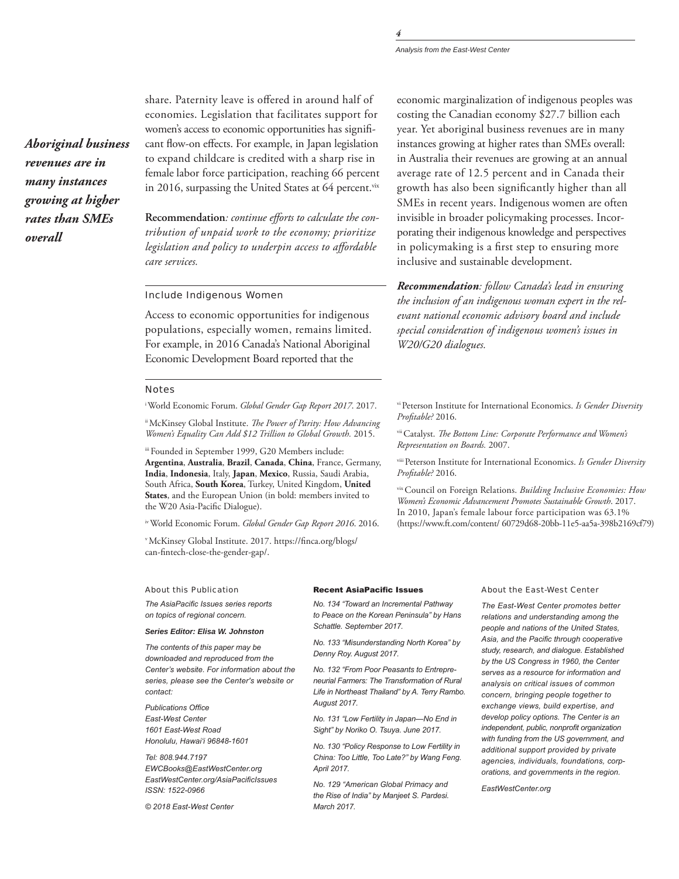*Aboriginal business revenues are in many instances growing at higher rates than SMEs overall*

share. Paternity leave is offered in around half of economies. Legislation that facilitates support for women's access to economic opportunities has significant flow-on effects. For example, in Japan legislation to expand childcare is credited with a sharp rise in female labor force participation, reaching 66 percent in 2016, surpassing the United States at 64 percent.[vix]

**Recommendation***: continue efforts to calculate the contribution of unpaid work to the economy; prioritize legislation and policy to underpin access to affordable care services.*

### Include Indigenous Women

Access to economic opportunities for indigenous populations, especially women, remains limited. For example, in 2016 Canada's National Aboriginal Economic Development Board reported that the economic marginalization of indigenous peoples was costing the Canadian economy $27.7 billion each year. Yet aboriginal business revenues are in many instances growing at higher rates than SMEs overall: in Australia their revenues are growing at an annual average rate of 12.5 percent and in Canada their growth has also been significantly higher than all SMEs in recent years. Indigenous women are often invisible in broader policymaking processes. Incorporating their indigenous knowledge and perspectives in policymaking is a first step to ensuring more inclusive and sustainable development.

***Recommendation****: follow Canada's lead in ensuring the inclusion of an indigenous woman expert in the relevant national economic advisory board and include special consideration of indigenous women's issues in W20/G20 dialogues.*

### Notes

[i] World Economic Forum. *Global Gender Gap Report 2017*. 2017.

[ii] McKinsey Global Institute. *The Power of Parity: How Advancing Women's Equality Can Add $12 Trillion to Global Growth.* 2015.

[iii] Founded in September 1999, G20 Members include: **Argentina**, **Australia**, **Brazil**, **Canada**, **China**, France, Germany, **India**, **Indonesia**, Italy, **Japan**, **Mexico**, Russia, Saudi Arabia, South Africa, **South Korea**, Turkey, United Kingdom, **United States**, and the European Union (in bold: members invited to the W20 Asia-Pacific Dialogue).

[iv] World Economic Forum. *Global Gender Gap Report 2016*. 2016.

[v] McKinsey Global Institute. 2017. https://finca.org/blogs/can-fintech-close-the-gender-gap/.

[vi] Peterson Institute for International Economics. *Is Gender Diversity Profitable?* 2016.

[vii] Catalyst. *The Bottom Line: Corporate Performance and Women's Representation on Boards.* 2007.

[viii] Peterson Institute for International Economics. *Is Gender Diversity Profitable?* 2016.

[vix] Council on Foreign Relations. *Building Inclusive Economies: How Women's Economic Advancement Promotes Sustainable Growth*. 2017. In 2010, Japan's female labour force participation was 63.1% (https://www.ft.com/content/ 60729d68-20bb-11e5-aa5a-398b2169cf79)

### About this Publication

*The AsiaPacific Issues series reports on topics of regional concern.*

***Series Editor: Elisa W. Johnston***

*The contents of this paper may be downloaded and reproduced from the Center's website. For information about the series, please see the Center's website or contact:*

*Publications Office*
*East-West Center*
*1601 East-West Road*
*Honolulu, Hawai'i 96848-1601*

*Tel: 808.944.7197*
*EWCBooks@EastWestCenter.org*
*EastWestCenter.org/AsiaPacificIssues*
*ISSN: 1522-0966*

*© 2018 East-West Center*

### Recent AsiaPacific Issues

*No. 134 "Toward an Incremental Pathway to Peace on the Korean Peninsula" by Hans Schattle. September 2017.*

*No. 133 "Misunderstanding North Korea" by Denny Roy. August 2017.*

*No. 132 "From Poor Peasants to Entrepreneurial Farmers: The Transformation of Rural Life in Northeast Thailand" by A. Terry Rambo. August 2017.*

*No. 131 "Low Fertility in Japan—No End in Sight" by Noriko O. Tsuya. June 2017.*

*No. 130 "Policy Response to Low Fertility in China: Too Little, Too Late?" by Wang Feng. April 2017.*

*No. 129 "American Global Primacy and the Rise of India" by Manjeet S. Pardesi. March 2017.*

### About the East-West Center

*The East-West Center promotes better relations and understanding among the people and nations of the United States, Asia, and the Pacific through cooperative study, research, and dialogue. Established by the US Congress in 1960, the Center serves as a resource for information and analysis on critical issues of common concern, bringing people together to exchange views, build expertise, and develop policy options. The Center is an independent, public, nonprofit organization with funding from the US government, and additional support provided by private agencies, individuals, foundations, corporations, and governments in the region.*

*EastWestCenter.org*